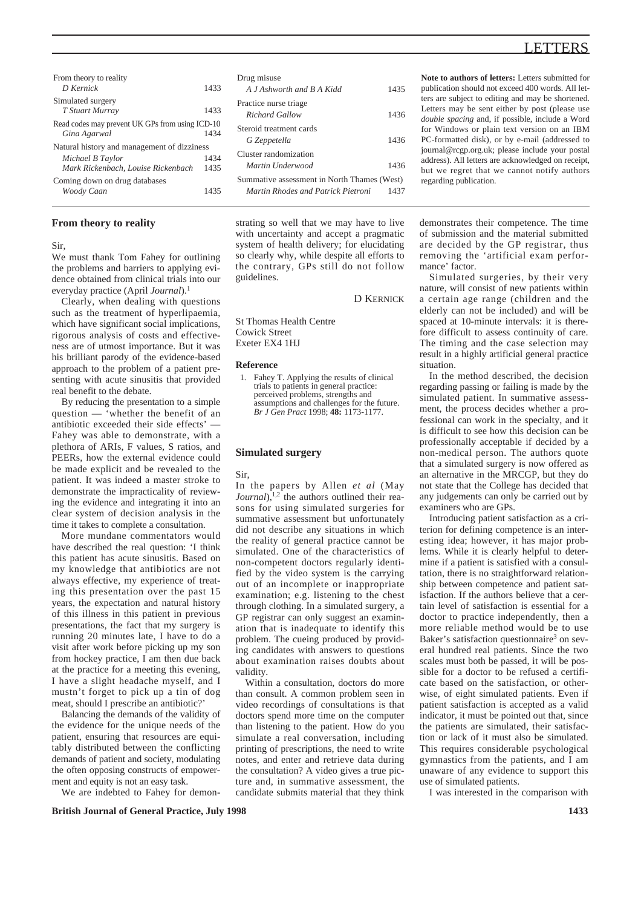# LETTERS

| | |
|---|---|
| From theory to reality | |
| *D Kernick* | 1433 |
| Simulated surgery | |
| *T Stuart Murray* | 1433 |
| Read codes may prevent UK GPs from using ICD-10 | |
| *Gina Agarwal* | 1434 |
| Natural history and management of dizziness | |
| *Michael B Taylor* | 1434 |
| *Mark Rickenbach, Louise Rickenbach* | 1435 |
| Coming down on drug databases | |
| *Woody Caan* | 1435 |
| Drug misuse | |
| *A J Ashworth and B A Kidd* | 1435 |
| Practice nurse triage | |
| *Richard Gallow* | 1436 |
| Steroid treatment cards | |
| *G Zeppetella* | 1436 |
| Cluster randomization | |
| *Martin Underwood* | 1436 |
| Summative assessment in North Thames (West) | |
| *Martin Rhodes and Patrick Pietroni* | 1437 |

**Note to authors of letters:** Letters submitted for publication should not exceed 400 words. All letters are subject to editing and may be shortened. Letters may be sent either by post (please use *double spacing* and, if possible, include a Word for Windows or plain text version on an IBM PC-formatted disk), or by e-mail (addressed to journal@rcgp.org.uk; please include your postal address). All letters are acknowledged on receipt, but we regret that we cannot notify authors regarding publication.

## From theory to reality

Sir,

We must thank Tom Fahey for outlining the problems and barriers to applying evidence obtained from clinical trials into our everyday practice (April *Journal*).[1]

Clearly, when dealing with questions such as the treatment of hyperlipaemia, which have significant social implications, rigorous analysis of costs and effectiveness are of utmost importance. But it was his brilliant parody of the evidence-based approach to the problem of a patient presenting with acute sinusitis that provided real benefit to the debate.

By reducing the presentation to a simple question — 'whether the benefit of an antibiotic exceeded their side effects' — Fahey was able to demonstrate, with a plethora of ARIs, F values, S ratios, and PEERs, how the external evidence could be made explicit and be revealed to the patient. It was indeed a master stroke to demonstrate the impracticality of reviewing the evidence and integrating it into an clear system of decision analysis in the time it takes to complete a consultation.

More mundane commentators would have described the real question: 'I think this patient has acute sinusitis. Based on my knowledge that antibiotics are not always effective, my experience of treating this presentation over the past 15 years, the expectation and natural history of this illness in this patient in previous presentations, the fact that my surgery is running 20 minutes late, I have to do a visit after work before picking up my son from hockey practice, I am then due back at the practice for a meeting this evening, I have a slight headache myself, and I mustn't forget to pick up a tin of dog meat, should I prescribe an antibiotic?'

Balancing the demands of the validity of the evidence for the unique needs of the patient, ensuring that resources are equitably distributed between the conflicting demands of patient and society, modulating the often opposing constructs of empowerment and equity is not an easy task.

We are indebted to Fahey for demonstrating so well that we may have to live with uncertainty and accept a pragmatic system of health delivery; for elucidating so clearly why, while despite all efforts to the contrary, GPs still do not follow guidelines.

D Kernick

St Thomas Health Centre
Cowick Street
Exeter EX4 1HJ

### Reference

1. Fahey T. Applying the results of clinical trials to patients in general practice: perceived problems, strengths and assumptions and challenges for the future. *Br J Gen Pract* 1998; **48:** 1173-1177.

## Simulated surgery

Sir,

In the papers by Allen *et al* (May *Journal*),[1,2] the authors outlined their reasons for using simulated surgeries for summative assessment but unfortunately did not describe any situations in which the reality of general practice cannot be simulated. One of the characteristics of non-competent doctors regularly identified by the video system is the carrying out of an incomplete or inappropriate examination; e.g. listening to the chest through clothing. In a simulated surgery, a GP registrar can only suggest an examination that is inadequate to identify this problem. The cueing produced by providing candidates with answers to questions about examination raises doubts about validity.

Within a consultation, doctors do more than consult. A common problem seen in video recordings of consultations is that doctors spend more time on the computer than listening to the patient. How do you simulate a real conversation, including printing of prescriptions, the need to write notes, and enter and retrieve data during the consultation? A video gives a true picture and, in summative assessment, the candidate submits material that they think demonstrates their competence. The time of submission and the material submitted are decided by the GP registrar, thus removing the 'artificial exam performance' factor.

Simulated surgeries, by their very nature, will consist of new patients within a certain age range (children and the elderly can not be included) and will be spaced at 10-minute intervals: it is therefore difficult to assess continuity of care. The timing and the case selection may result in a highly artificial general practice situation.

In the method described, the decision regarding passing or failing is made by the simulated patient. In summative assessment, the process decides whether a professional can work in the specialty, and it is difficult to see how this decision can be professionally acceptable if decided by a non-medical person. The authors quote that a simulated surgery is now offered as an alternative in the MRCGP, but they do not state that the College has decided that any judgements can only be carried out by examiners who are GPs.

Introducing patient satisfaction as a criterion for defining competence is an interesting idea; however, it has major problems. While it is clearly helpful to determine if a patient is satisfied with a consultation, there is no straightforward relationship between competence and patient satisfaction. If the authors believe that a certain level of satisfaction is essential for a doctor to practice independently, then a more reliable method would be to use Baker's satisfaction questionnaire[3] on several hundred real patients. Since the two scales must both be passed, it will be possible for a doctor to be refused a certificate based on the satisfaction, or otherwise, of eight simulated patients. Even if patient satisfaction is accepted as a valid indicator, it must be pointed out that, since the patients are simulated, their satisfaction or lack of it must also be simulated. This requires considerable psychological gymnastics from the patients, and I am unaware of any evidence to support this use of simulated patients.

I was interested in the comparison with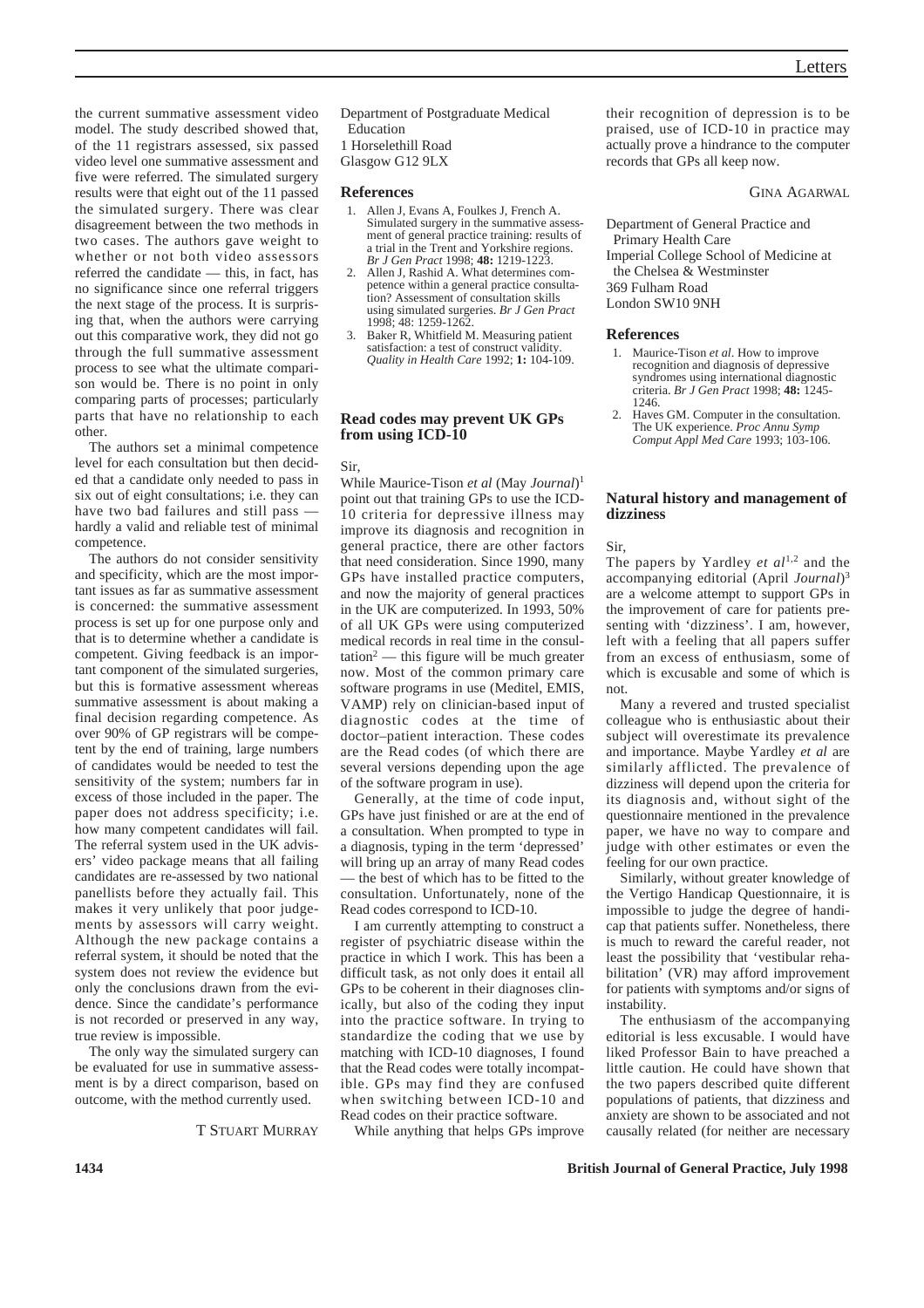the current summative assessment video model. The study described showed that, of the 11 registrars assessed, six passed video level one summative assessment and five were referred. The simulated surgery results were that eight out of the 11 passed the simulated surgery. There was clear disagreement between the two methods in two cases. The authors gave weight to whether or not both video assessors referred the candidate — this, in fact, has no significance since one referral triggers the next stage of the process. It is surprising that, when the authors were carrying out this comparative work, they did not go through the full summative assessment process to see what the ultimate comparison would be. There is no point in only comparing parts of processes; particularly parts that have no relationship to each other.

The authors set a minimal competence level for each consultation but then decided that a candidate only needed to pass in six out of eight consultations; i.e. they can have two bad failures and still pass — hardly a valid and reliable test of minimal competence.

The authors do not consider sensitivity and specificity, which are the most important issues as far as summative assessment is concerned: the summative assessment process is set up for one purpose only and that is to determine whether a candidate is competent. Giving feedback is an important component of the simulated surgeries, but this is formative assessment whereas summative assessment is about making a final decision regarding competence. As over 90% of GP registrars will be competent by the end of training, large numbers of candidates would be needed to test the sensitivity of the system; numbers far in excess of those included in the paper. The paper does not address specificity; i.e. how many competent candidates will fail. The referral system used in the UK advisers' video package means that all failing candidates are re-assessed by two national panellists before they actually fail. This makes it very unlikely that poor judgements by assessors will carry weight. Although the new package contains a referral system, it should be noted that the system does not review the evidence but only the conclusions drawn from the evidence. Since the candidate's performance is not recorded or preserved in any way, true review is impossible.

The only way the simulated surgery can be evaluated for use in summative assessment is by a direct comparison, based on outcome, with the method currently used.

T Stuart Murray

Department of Postgraduate Medical Education
1 Horselethill Road
Glasgow G12 9LX

## References

1. Allen J, Evans A, Foulkes J, French A. Simulated surgery in the summative assessment of general practice training: results of a trial in the Trent and Yorkshire regions. *Br J Gen Pract* 1998; **48:** 1219-1223.
2. Allen J, Rashid A. What determines competence within a general practice consultation? Assessment of consultation skills using simulated surgeries. *Br J Gen Pract* 1998; 48: 1259-1262.
3. Baker R, Whitfield M. Measuring patient satisfaction: a test of construct validity. *Quality in Health Care* 1992; **1:** 104-109.

## Read codes may prevent UK GPs from using ICD-10

Sir,

While Maurice-Tison *et al* (May *Journal*)[1] point out that training GPs to use the ICD-10 criteria for depressive illness may improve its diagnosis and recognition in general practice, there are other factors that need consideration. Since 1990, many GPs have installed practice computers, and now the majority of general practices in the UK are computerized. In 1993, 50% of all UK GPs were using computerized medical records in real time in the consultation[2] — this figure will be much greater now. Most of the common primary care software programs in use (Meditel, EMIS, VAMP) rely on clinician-based input of diagnostic codes at the time of doctor–patient interaction. These codes are the Read codes (of which there are several versions depending upon the age of the software program in use).

Generally, at the time of code input, GPs have just finished or are at the end of a consultation. When prompted to type in a diagnosis, typing in the term 'depressed' will bring up an array of many Read codes — the best of which has to be fitted to the consultation. Unfortunately, none of the Read codes correspond to ICD-10.

I am currently attempting to construct a register of psychiatric disease within the practice in which I work. This has been a difficult task, as not only does it entail all GPs to be coherent in their diagnoses clinically, but also of the coding they input into the practice software. In trying to standardize the coding that we use by matching with ICD-10 diagnoses, I found that the Read codes were totally incompatible. GPs may find they are confused when switching between ICD-10 and Read codes on their practice software.

While anything that helps GPs improve their recognition of depression is to be praised, use of ICD-10 in practice may actually prove a hindrance to the computer records that GPs all keep now.

Gina Agarwal

Department of General Practice and Primary Health Care
Imperial College School of Medicine at the Chelsea & Westminster
369 Fulham Road
London SW10 9NH

## References

1. Maurice-Tison *et al*. How to improve recognition and diagnosis of depressive syndromes using international diagnostic criteria. *Br J Gen Pract* 1998; **48:** 1245-1246.
2. Hayes GM. Computer in the consultation. The UK experience. *Proc Annu Symp Comput Appl Med Care* 1993; 103-106.

## Natural history and management of dizziness

Sir,

The papers by Yardley *et al*[1,2] and the accompanying editorial (April *Journal*)[3] are a welcome attempt to support GPs in the improvement of care for patients presenting with 'dizziness'. I am, however, left with a feeling that all papers suffer from an excess of enthusiasm, some of which is excusable and some of which is not.

Many a revered and trusted specialist colleague who is enthusiastic about their subject will overestimate its prevalence and importance. Maybe Yardley *et al* are similarly afflicted. The prevalence of dizziness will depend upon the criteria for its diagnosis and, without sight of the questionnaire mentioned in the prevalence paper, we have no way to compare and judge with other estimates or even the feeling for our own practice.

Similarly, without greater knowledge of the Vertigo Handicap Questionnaire, it is impossible to judge the degree of handicap that patients suffer. Nonetheless, there is much to reward the careful reader, not least the possibility that 'vestibular rehabilitation' (VR) may afford improvement for patients with symptoms and/or signs of instability.

The enthusiasm of the accompanying editorial is less excusable. I would have liked Professor Bain to have preached a little caution. He could have shown that the two papers described quite different populations of patients, that dizziness and anxiety are shown to be associated and not causally related (for neither are necessary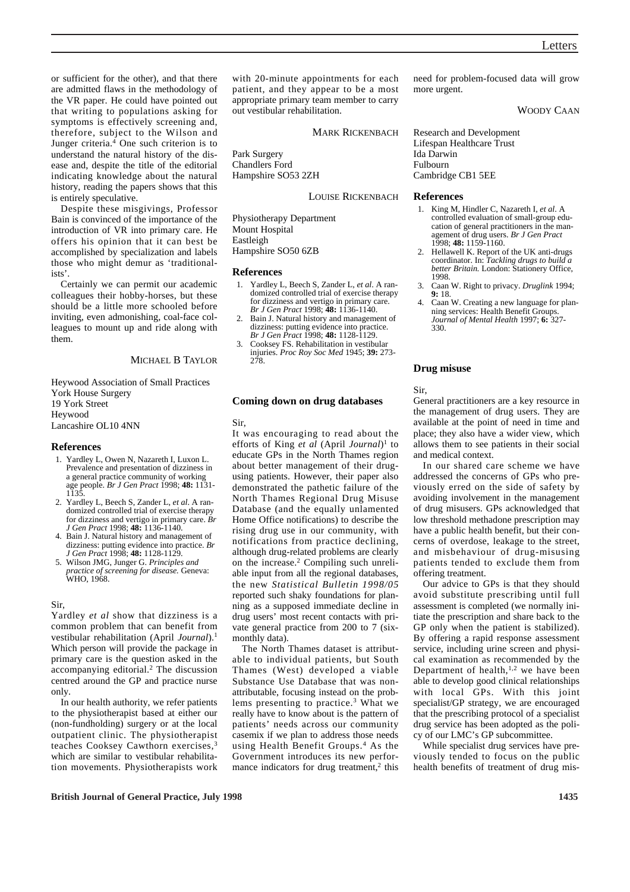or sufficient for the other), and that there are admitted flaws in the methodology of the VR paper. He could have pointed out that writing to populations asking for symptoms is effectively screening and, therefore, subject to the Wilson and Junger criteria.[4] One such criterion is to understand the natural history of the disease and, despite the title of the editorial indicating knowledge about the natural history, reading the papers shows that this is entirely speculative.

Despite these misgivings, Professor Bain is convinced of the importance of the introduction of VR into primary care. He offers his opinion that it can best be accomplished by specialization and labels those who might demur as 'traditionalists'.

Certainly we can permit our academic colleagues their hobby-horses, but these should be a little more schooled before inviting, even admonishing, coal-face colleagues to mount up and ride along with them.

MICHAEL B TAYLOR

Heywood Association of Small Practices
York House Surgery
19 York Street
Heywood
Lancashire OL10 4NN

### References

1. Yardley L, Owen N, Nazareth I, Luxon L. Prevalence and presentation of dizziness in a general practice community of working age people. *Br J Gen Pract* 1998; **48:** 1131-1135.
2. Yardley L, Beech S, Zander L, *et al*. A randomized controlled trial of exercise therapy for dizziness and vertigo in primary care. *Br J Gen Pract* 1998; **48:** 1136-1140.
4. Bain J. Natural history and management of dizziness: putting evidence into practice. *Br J Gen Pract* 1998; **48:** 1128-1129.
5. Wilson JMG, Junger G. *Principles and practice of screening for disease.* Geneva: WHO, 1968.

Sir,

Yardley *et al* show that dizziness is a common problem that can benefit from vestibular rehabilitation (April *Journal*).[1] Which person will provide the package in primary care is the question asked in the accompanying editorial.[2] The discussion centred around the GP and practice nurse only.

In our health authority, we refer patients to the physiotherapist based at either our (non-fundholding) surgery or at the local outpatient clinic. The physiotherapist teaches Cooksey Cawthorn exercises,[3] which are similar to vestibular rehabilitation movements. Physiotherapists work with 20-minute appointments for each patient, and they appear to be a most appropriate primary team member to carry out vestibular rehabilitation.

MARK RICKENBACH

Park Surgery
Chandlers Ford
Hampshire SO53 2ZH

LOUISE RICKENBACH

Physiotherapy Department
Mount Hospital
Eastleigh
Hampshire SO50 6ZB

### References

1. Yardley L, Beech S, Zander L, *et al*. A randomized controlled trial of exercise therapy for dizziness and vertigo in primary care. *Br J Gen Pract* 1998; **48:** 1136-1140.
2. Bain J. Natural history and management of dizziness: putting evidence into practice. *Br J Gen Pract* 1998; **48:** 1128-1129.
3. Cooksey FS. Rehabilitation in vestibular injuries. *Proc Roy Soc Med* 1945; **39:** 273-278.

## Coming down on drug databases

Sir,

It was encouraging to read about the efforts of King *et al* (April *Journal*)[1] to educate GPs in the North Thames region about better management of their drug-using patients. However, their paper also demonstrated the pathetic failure of the North Thames Regional Drug Misuse Database (and the equally unlamented Home Office notifications) to describe the rising drug use in our community, with notifications from practice declining, although drug-related problems are clearly on the increase.[2] Compiling such unreliable input from all the regional databases, the new *Statistical Bulletin 1998/05* reported such shaky foundations for planning as a supposed immediate decline in drug users' most recent contacts with private general practice from 200 to 7 (six-monthly data).

The North Thames dataset is attributable to individual patients, but South Thames (West) developed a viable Substance Use Database that was non-attributable, focusing instead on the problems presenting to practice.[3] What we really have to know about is the pattern of patients' needs across our community casemix if we plan to address those needs using Health Benefit Groups.[4] As the Government introduces its new performance indicators for drug treatment,[2] this need for problem-focused data will grow more urgent.

WOODY CAAN

Research and Development
Lifespan Healthcare Trust
Ida Darwin
Fulbourn
Cambridge CB1 5EE

### References

1. King M, Hindler C, Nazareth I, *et al*. A controlled evaluation of small-group education of general practitioners in the management of drug users. *Br J Gen Pract* 1998; **48:** 1159-1160.
2. Hellawell K. Report of the UK anti-drugs coordinator. In: *Tackling drugs to build a better Britain.* London: Stationery Office, 1998.
3. Caan W. Right to privacy. *Druglink* 1994; **9:** 18.
4. Caan W. Creating a new language for planning services: Health Benefit Groups. *Journal of Mental Health* 1997; **6:** 327-330.

## Drug misuse

Sir,

General practitioners are a key resource in the management of drug users. They are available at the point of need in time and place; they also have a wider view, which allows them to see patients in their social and medical context.

In our shared care scheme we have addressed the concerns of GPs who previously erred on the side of safety by avoiding involvement in the management of drug misusers. GPs acknowledged that low threshold methadone prescription may have a public health benefit, but their concerns of overdose, leakage to the street, and misbehaviour of drug-misusing patients tended to exclude them from offering treatment.

Our advice to GPs is that they should avoid substitute prescribing until full assessment is completed (we normally initiate the prescription and share back to the GP only when the patient is stabilized). By offering a rapid response assessment service, including urine screen and physical examination as recommended by the Department of health,[1,2] we have been able to develop good clinical relationships with local GPs. With this joint specialist/GP strategy, we are encouraged that the prescribing protocol of a specialist drug service has been adopted as the policy of our LMC's GP subcommittee.

While specialist drug services have previously tended to focus on the public health benefits of treatment of drug mis-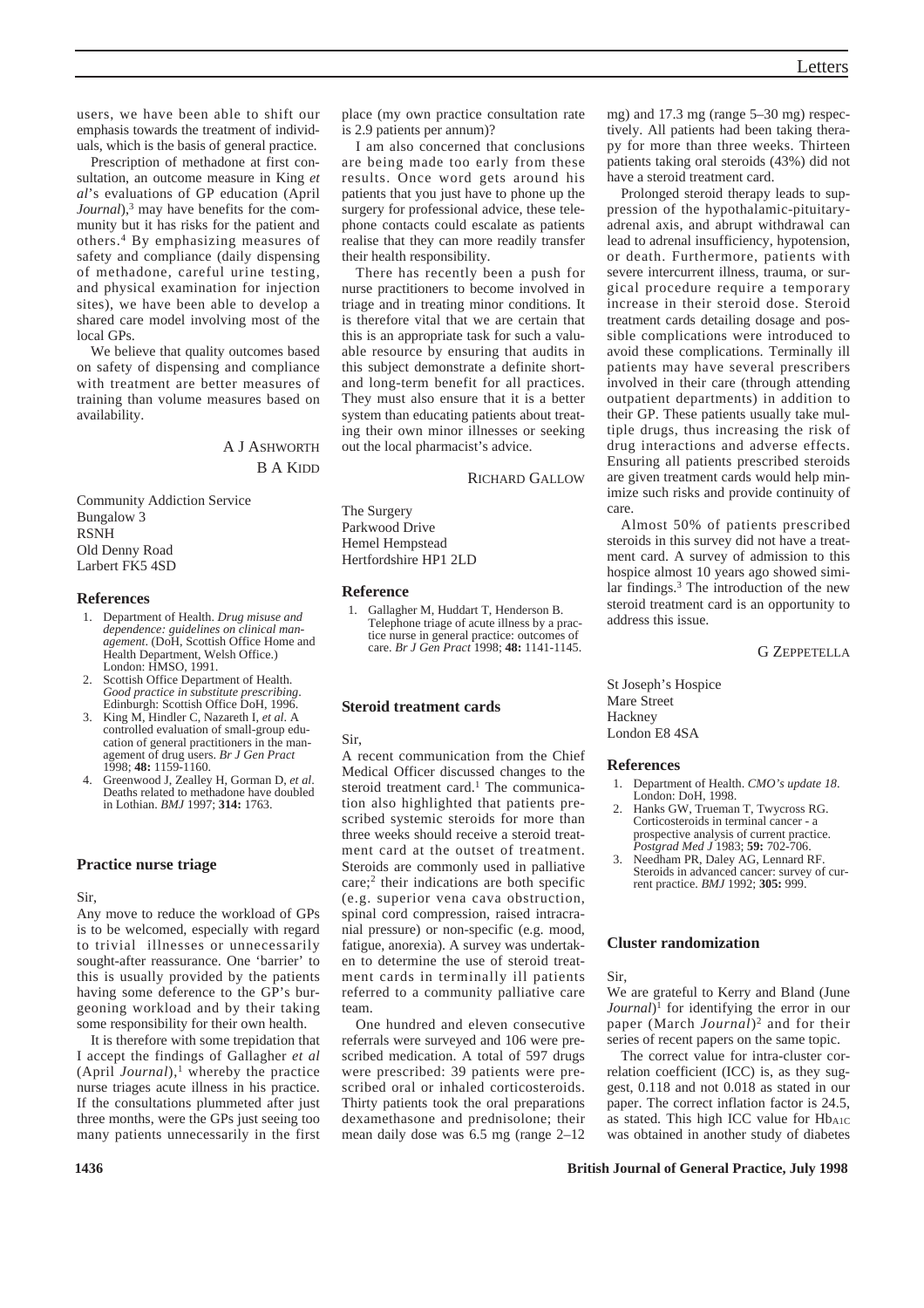users, we have been able to shift our emphasis towards the treatment of individuals, which is the basis of general practice.

Prescription of methadone at first consultation, an outcome measure in King *et al*'s evaluations of GP education (April *Journal*),[3] may have benefits for the community but it has risks for the patient and others.[4] By emphasizing measures of safety and compliance (daily dispensing of methadone, careful urine testing, and physical examination for injection sites), we have been able to develop a shared care model involving most of the local GPs.

We believe that quality outcomes based on safety of dispensing and compliance with treatment are better measures of training than volume measures based on availability.

A J Ashworth

B A Kidd

Community Addiction Service
Bungalow 3
RSNH
Old Denny Road
Larbert FK5 4SD

### References

1. Department of Health. *Drug misuse and dependence: guidelines on clinical management*. (DoH, Scottish Office Home and Health Department, Welsh Office.) London: HMSO, 1991.
2. Scottish Office Department of Health. *Good practice in substitute prescribing*. Edinburgh: Scottish Office DoH, 1996.
3. King M, Hindler C, Nazareth I, *et al*. A controlled evaluation of small-group education of general practitioners in the management of drug users. *Br J Gen Pract* 1998; **48:** 1159-1160.
4. Greenwood J, Zealley H, Gorman D, *et al*. Deaths related to methadone have doubled in Lothian. *BMJ* 1997; **314:** 1763.

## Practice nurse triage

Sir,

Any move to reduce the workload of GPs is to be welcomed, especially with regard to trivial illnesses or unnecessarily sought-after reassurance. One 'barrier' to this is usually provided by the patients having some deference to the GP's burgeoning workload and by their taking some responsibility for their own health.

It is therefore with some trepidation that I accept the findings of Gallagher *et al* (April *Journal*),[1] whereby the practice nurse triages acute illness in his practice. If the consultations plummeted after just three months, were the GPs just seeing too many patients unnecessarily in the first place (my own practice consultation rate is 2.9 patients per annum)?

I am also concerned that conclusions are being made too early from these results. Once word gets around his patients that you just have to phone up the surgery for professional advice, these telephone contacts could escalate as patients realise that they can more readily transfer their health responsibility.

There has recently been a push for nurse practitioners to become involved in triage and in treating minor conditions. It is therefore vital that we are certain that this is an appropriate task for such a valuable resource by ensuring that audits in this subject demonstrate a definite short- and long-term benefit for all practices. They must also ensure that it is a better system than educating patients about treating their own minor illnesses or seeking out the local pharmacist's advice.

Richard Gallow

The Surgery
Parkwood Drive
Hemel Hempstead
Hertfordshire HP1 2LD

### Reference

1. Gallagher M, Huddart T, Henderson B. Telephone triage of acute illness by a practice nurse in general practice: outcomes of care. *Br J Gen Pract* 1998; **48:** 1141-1145.

## Steroid treatment cards

Sir,

A recent communication from the Chief Medical Officer discussed changes to the steroid treatment card.[1] The communication also highlighted that patients prescribed systemic steroids for more than three weeks should receive a steroid treatment card at the outset of treatment. Steroids are commonly used in palliative care;[2] their indications are both specific (e.g. superior vena cava obstruction, spinal cord compression, raised intracranial pressure) or non-specific (e.g. mood, fatigue, anorexia). A survey was undertaken to determine the use of steroid treatment cards in terminally ill patients referred to a community palliative care team.

One hundred and eleven consecutive referrals were surveyed and 106 were prescribed medication. A total of 597 drugs were prescribed: 39 patients were prescribed oral or inhaled corticosteroids. Thirty patients took the oral preparations dexamethasone and prednisolone; their mean daily dose was 6.5 mg (range 2–12 mg) and 17.3 mg (range 5–30 mg) respectively. All patients had been taking therapy for more than three weeks. Thirteen patients taking oral steroids (43%) did not have a steroid treatment card.

Prolonged steroid therapy leads to suppression of the hypothalamic-pituitary-adrenal axis, and abrupt withdrawal can lead to adrenal insufficiency, hypotension, or death. Furthermore, patients with severe intercurrent illness, trauma, or surgical procedure require a temporary increase in their steroid dose. Steroid treatment cards detailing dosage and possible complications were introduced to avoid these complications. Terminally ill patients may have several prescribers involved in their care (through attending outpatient departments) in addition to their GP. These patients usually take multiple drugs, thus increasing the risk of drug interactions and adverse effects. Ensuring all patients prescribed steroids are given treatment cards would help minimize such risks and provide continuity of care.

Almost 50% of patients prescribed steroids in this survey did not have a treatment card. A survey of admission to this hospice almost 10 years ago showed similar findings.[3] The introduction of the new steroid treatment card is an opportunity to address this issue.

G Zeppetella

St Joseph's Hospice
Mare Street
Hackney
London E8 4SA

### References

1. Department of Health. *CMO's update 18*. London: DoH, 1998.
2. Hanks GW, Trueman T, Twycross RG. Corticosteroids in terminal cancer - a prospective analysis of current practice. *Postgrad Med J* 1983; **59:** 702-706.
3. Needham PR, Daley AG, Lennard RF. Steroids in advanced cancer: survey of current practice. *BMJ* 1992; **305:** 999.

## Cluster randomization

Sir,

We are grateful to Kerry and Bland (June *Journal*)[1] for identifying the error in our paper (March *Journal*)[2] and for their series of recent papers on the same topic.

The correct value for intra-cluster correlation coefficient (ICC) is, as they suggest, 0.118 and not 0.018 as stated in our paper. The correct inflation factor is 24.5, as stated. This high ICC value for $Hb_{A1C}$ was obtained in another study of diabetes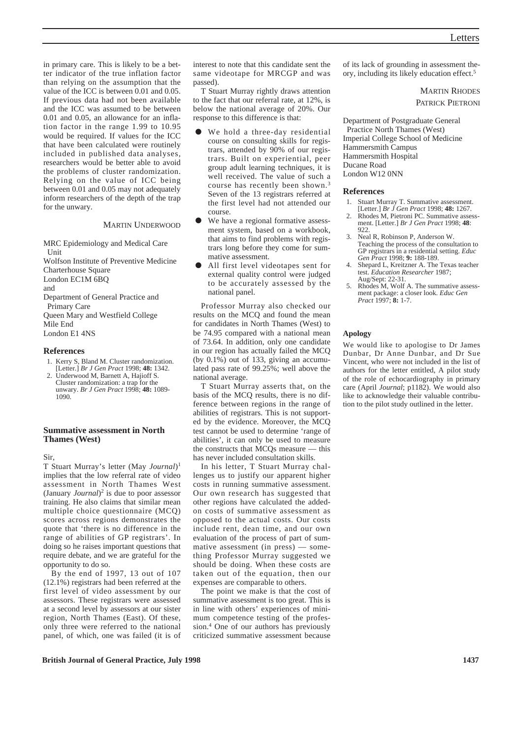in primary care. This is likely to be a better indicator of the true inflation factor than relying on the assumption that the value of the ICC is between 0.01 and 0.05. If previous data had not been available and the ICC was assumed to be between 0.01 and 0.05, an allowance for an inflation factor in the range 1.99 to 10.95 would be required. If values for the ICC that have been calculated were routinely included in published data analyses, researchers would be better able to avoid the problems of cluster randomization. Relying on the value of ICC being between 0.01 and 0.05 may not adequately inform researchers of the depth of the trap for the unwary.

MARTIN UNDERWOOD

MRC Epidemiology and Medical Care Unit
Wolfson Institute of Preventive Medicine
Charterhouse Square
London EC1M 6BQ
and
Department of General Practice and Primary Care
Queen Mary and Westfield College
Mile End
London E1 4NS

### References

1. Kerry S, Bland M. Cluster randomization. [Letter.] *Br J Gen Pract* 1998; **48:** 1342.
2. Underwood M, Barnett A, Hajioff S. Cluster randomization: a trap for the unwary. *Br J Gen Pract* 1998; **48:** 1089-1090.

## Summative assessment in North Thames (West)

Sir,

T Stuart Murray's letter (May *Journal*)[1] implies that the low referral rate of video assessment in North Thames West (January *Journal*)[2] is due to poor assessor training. He also claims that similar mean multiple choice questionnaire (MCQ) scores across regions demonstrates the quote that 'there is no difference in the range of abilities of GP registrars'. In doing so he raises important questions that require debate, and we are grateful for the opportunity to do so.

By the end of 1997, 13 out of 107 (12.1%) registrars had been referred at the first level of video assessment by our assessors. These registrars were assessed at a second level by assessors at our sister region, North Thames (East). Of these, only three were referred to the national panel, of which, one was failed (it is of interest to note that this candidate sent the same videotape for MRCGP and was passed).

T Stuart Murray rightly draws attention to the fact that our referral rate, at 12%, is below the national average of 20%. Our response to this difference is that:

- We hold a three-day residential course on consulting skills for registrars, attended by 90% of our registrars. Built on experiential, peer group adult learning techniques, it is well received. The value of such a course has recently been shown.[3] Seven of the 13 registrars referred at the first level had not attended our course.
- We have a regional formative assessment system, based on a workbook, that aims to find problems with registrars long before they come for summative assessment.
- All first level videotapes sent for external quality control were judged to be accurately assessed by the national panel.

Professor Murray also checked our results on the MCQ and found the mean for candidates in North Thames (West) to be 74.95 compared with a national mean of 73.64. In addition, only one candidate in our region has actually failed the MCQ (by 0.1%) out of 133, giving an accumulated pass rate of 99.25%; well above the national average.

T Stuart Murray asserts that, on the basis of the MCQ results, there is no difference between regions in the range of abilities of registrars. This is not supported by the evidence. Moreover, the MCQ test cannot be used to determine 'range of abilities', it can only be used to measure the constructs that MCQs measure — this has never included consultation skills.

In his letter, T Stuart Murray challenges us to justify our apparent higher costs in running summative assessment. Our own research has suggested that other regions have calculated the added-on costs of summative assessment as opposed to the actual costs. Our costs include rent, dean time, and our own evaluation of the process of part of summative assessment (in press) — something Professor Murray suggested we should be doing. When these costs are taken out of the equation, then our expenses are comparable to others.

The point we make is that the cost of summative assessment is too great. This is in line with others' experiences of minimum competence testing of the profession.[4] One of our authors has previously criticized summative assessment because of its lack of grounding in assessment theory, including its likely education effect.[5]

MARTIN RHODES
PATRICK PIETRONI

Department of Postgraduate General Practice North Thames (West)
Imperial College School of Medicine
Hammersmith Campus
Hammersmith Hospital
Ducane Road
London W12 0NN

### References

1. Stuart Murray T. Summative assessment. [Letter.] *Br J Gen Pract* 1998; **48:** 1267.
2. Rhodes M, Pietroni PC. Summative assessment. [Letter.] *Br J Gen Pract* 1998; **48**: 922.
3. Neal R, Robinson P, Anderson W. Teaching the process of the consultation to GP registrars in a residential setting. *Educ Gen Pract* 1998; **9:** 188-189.
4. Shepard L, Kreitzner A. The Texas teacher test. *Education Researcher* 1987; Aug/Sept: 22-31.
5. Rhodes M, Wolf A. The summative assessment package: a closer look. *Educ Gen Pract* 1997; **8:** 1-7.

### Apology

We would like to apologise to Dr James Dunbar, Dr Anne Dunbar, and Dr Sue Vincent, who were not included in the list of authors for the letter entitled, A pilot study of the role of echocardiography in primary care (April *Journal*; p1182). We would also like to acknowledge their valuable contribution to the pilot study outlined in the letter.